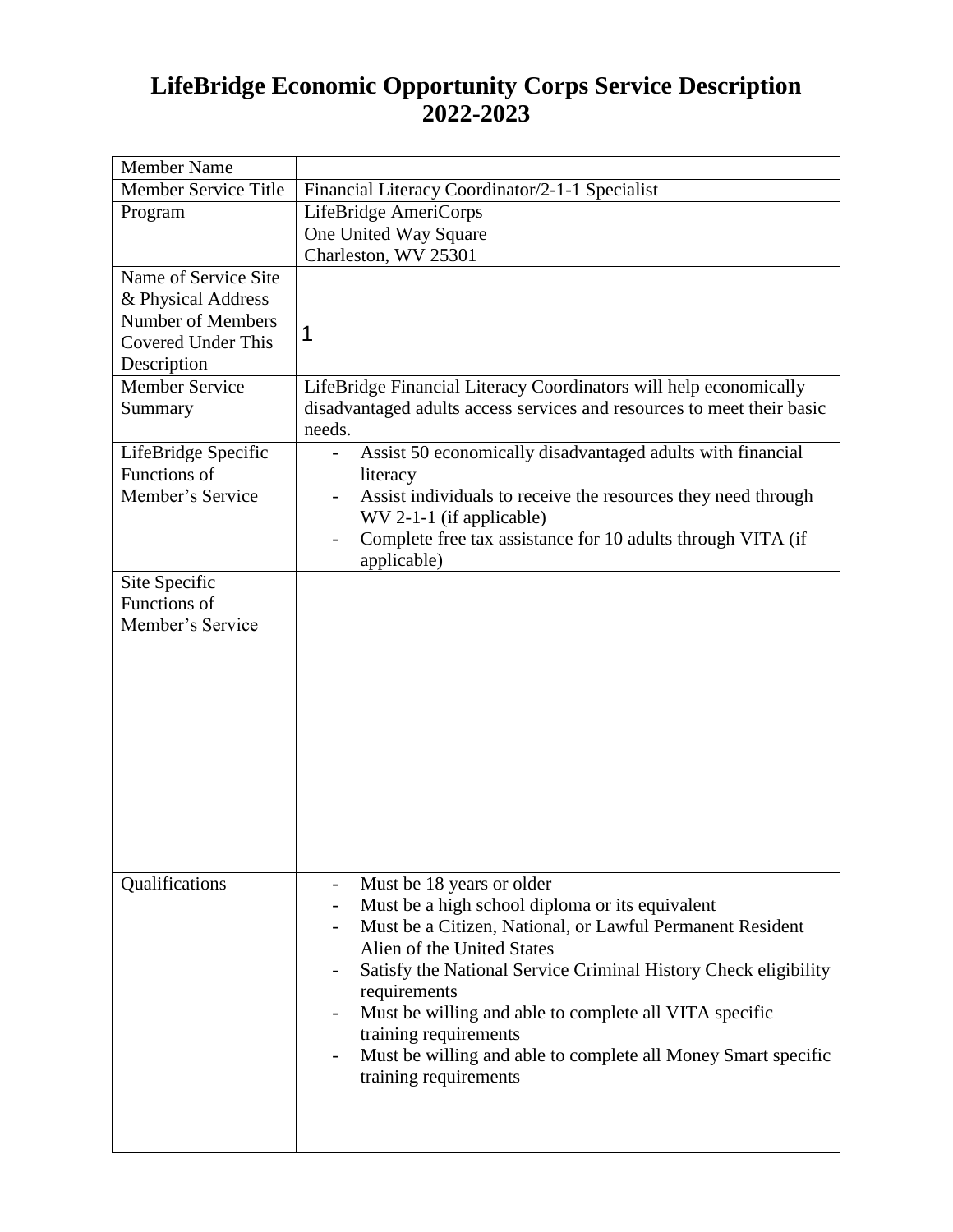# LifeBridge Economic Opportunity Corps Service Description 2022-2023

| Member Name | |
|---|---|
| Member Service Title | Financial Literacy Coordinator/2-1-1 Specialist |
| Program | LifeBridge AmeriCorps<br>One United Way Square<br>Charleston, WV 25301 |
| Name of Service Site & Physical Address | |
| Number of Members Covered Under This Description | 1 |
| Member Service Summary | LifeBridge Financial Literacy Coordinators will help economically disadvantaged adults access services and resources to meet their basic needs. |
| LifeBridge Specific Functions of Member's Service | - Assist 50 economically disadvantaged adults with financial literacy<br>- Assist individuals to receive the resources they need through WV 2-1-1 (if applicable)<br>- Complete free tax assistance for 10 adults through VITA (if applicable) |
| Site Specific Functions of Member's Service | |
| Qualifications | - Must be 18 years or older<br>- Must be a high school diploma or its equivalent<br>- Must be a Citizen, National, or Lawful Permanent Resident Alien of the United States<br>- Satisfy the National Service Criminal History Check eligibility requirements<br>- Must be willing and able to complete all VITA specific training requirements<br>- Must be willing and able to complete all Money Smart specific training requirements |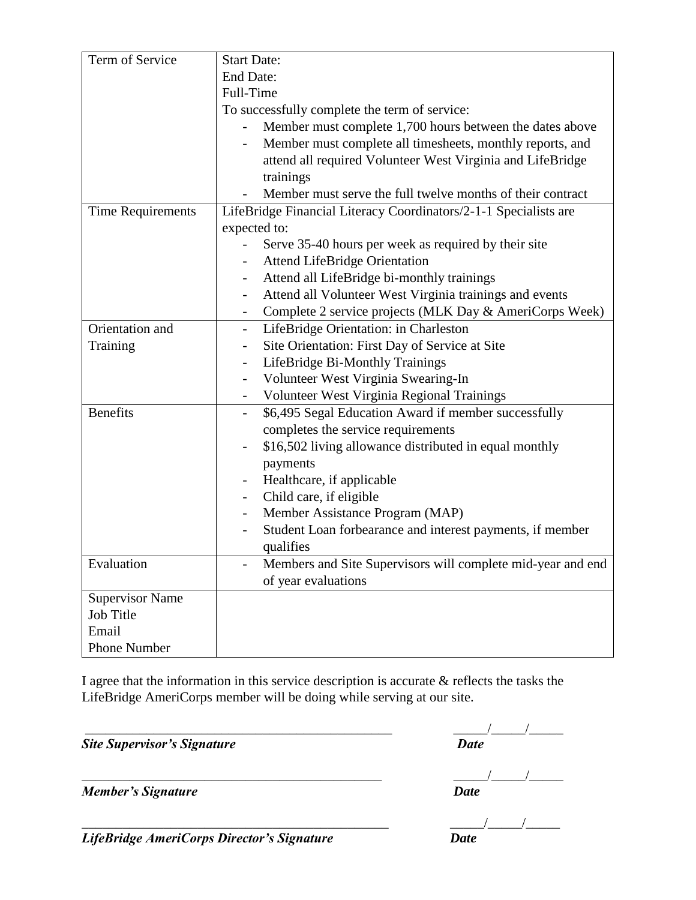| | |
|---|---|
| Term of Service | Start Date:<br>End Date:<br>Full-Time<br>To successfully complete the term of service:<br>- Member must complete 1,700 hours between the dates above<br>- Member must complete all timesheets, monthly reports, and attend all required Volunteer West Virginia and LifeBridge trainings<br>- Member must serve the full twelve months of their contract |
| Time Requirements | LifeBridge Financial Literacy Coordinators/2-1-1 Specialists are expected to:<br>- Serve 35-40 hours per week as required by their site<br>- Attend LifeBridge Orientation<br>- Attend all LifeBridge bi-monthly trainings<br>- Attend all Volunteer West Virginia trainings and events<br>- Complete 2 service projects (MLK Day & AmeriCorps Week) |
| Orientation and Training | - LifeBridge Orientation: in Charleston<br>- Site Orientation: First Day of Service at Site<br>- LifeBridge Bi-Monthly Trainings<br>- Volunteer West Virginia Swearing-In<br>- Volunteer West Virginia Regional Trainings |
| Benefits | - $6,495 Segal Education Award if member successfully completes the service requirements<br>- $16,502 living allowance distributed in equal monthly payments<br>- Healthcare, if applicable<br>- Child care, if eligible<br>- Member Assistance Program (MAP)<br>- Student Loan forbearance and interest payments, if member qualifies |
| Evaluation | - Members and Site Supervisors will complete mid-year and end of year evaluations |
| Supervisor Name<br>Job Title<br>Email<br>Phone Number | |

I agree that the information in this service description is accurate & reflects the tasks the LifeBridge AmeriCorps member will be doing while serving at our site.

_______________________________________________ _____/_____/_____

***Site Supervisor's Signature*** ***Date***

_______________________________________________ _____/_____/_____

***Member's Signature*** ***Date***

_______________________________________________ _____/_____/_____

***LifeBridge AmeriCorps Director's Signature*** ***Date***